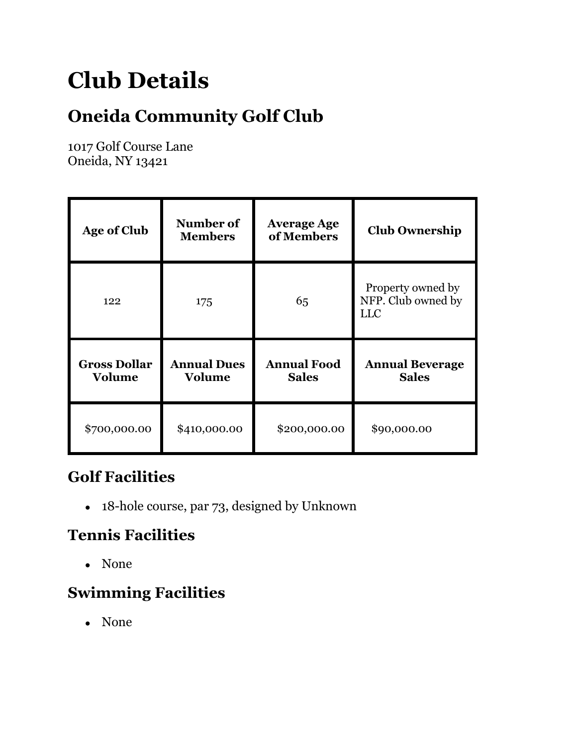# Club Details

## Oneida Community Golf Club

1017 Golf Course Lane
Oneida, NY 13421

| Age of Club | Number of Members | Average Age of Members | Club Ownership |
| --- | --- | --- | --- |
| 122 | 175 | 65 | Property owned by NFP. Club owned by LLC |
| **Gross Dollar Volume** | **Annual Dues Volume** | **Annual Food Sales** | **Annual Beverage Sales** |
| $700,000.00 | $410,000.00 | $200,000.00 | $90,000.00 |

## Golf Facilities

- 18-hole course, par 73, designed by Unknown

## Tennis Facilities

- None

## Swimming Facilities

- None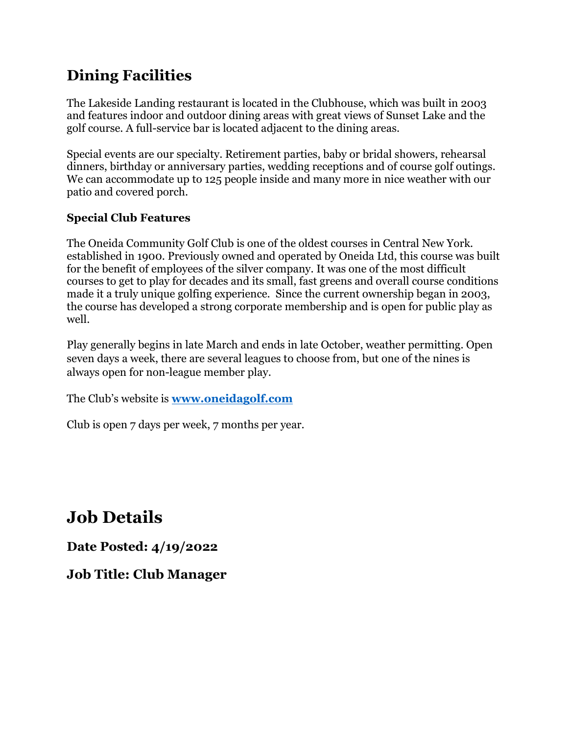## Dining Facilities

The Lakeside Landing restaurant is located in the Clubhouse, which was built in 2003 and features indoor and outdoor dining areas with great views of Sunset Lake and the golf course. A full-service bar is located adjacent to the dining areas.

Special events are our specialty. Retirement parties, baby or bridal showers, rehearsal dinners, birthday or anniversary parties, wedding receptions and of course golf outings. We can accommodate up to 125 people inside and many more in nice weather with our patio and covered porch.

### Special Club Features

The Oneida Community Golf Club is one of the oldest courses in Central New York. established in 1900. Previously owned and operated by Oneida Ltd, this course was built for the benefit of employees of the silver company. It was one of the most difficult courses to get to play for decades and its small, fast greens and overall course conditions made it a truly unique golfing experience. Since the current ownership began in 2003, the course has developed a strong corporate membership and is open for public play as well.

Play generally begins in late March and ends in late October, weather permitting. Open seven days a week, there are several leagues to choose from, but one of the nines is always open for non-league member play.

The Club's website is **www.oneidagolf.com**

Club is open 7 days per week, 7 months per year.

# Job Details

### Date Posted: 4/19/2022

### Job Title: Club Manager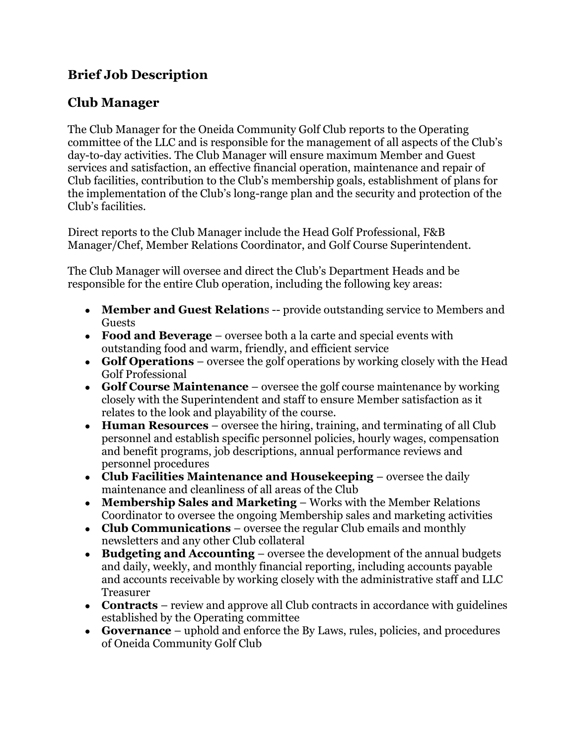## Brief Job Description

## Club Manager

The Club Manager for the Oneida Community Golf Club reports to the Operating committee of the LLC and is responsible for the management of all aspects of the Club's day-to-day activities. The Club Manager will ensure maximum Member and Guest services and satisfaction, an effective financial operation, maintenance and repair of Club facilities, contribution to the Club's membership goals, establishment of plans for the implementation of the Club's long-range plan and the security and protection of the Club's facilities.

Direct reports to the Club Manager include the Head Golf Professional, F&B Manager/Chef, Member Relations Coordinator, and Golf Course Superintendent.

The Club Manager will oversee and direct the Club's Department Heads and be responsible for the entire Club operation, including the following key areas:

- **Member and Guest Relation**s -- provide outstanding service to Members and Guests
- **Food and Beverage** – oversee both a la carte and special events with outstanding food and warm, friendly, and efficient service
- **Golf Operations** – oversee the golf operations by working closely with the Head Golf Professional
- **Golf Course Maintenance** – oversee the golf course maintenance by working closely with the Superintendent and staff to ensure Member satisfaction as it relates to the look and playability of the course.
- **Human Resources** – oversee the hiring, training, and terminating of all Club personnel and establish specific personnel policies, hourly wages, compensation and benefit programs, job descriptions, annual performance reviews and personnel procedures
- **Club Facilities Maintenance and Housekeeping** – oversee the daily maintenance and cleanliness of all areas of the Club
- **Membership Sales and Marketing** – Works with the Member Relations Coordinator to oversee the ongoing Membership sales and marketing activities
- **Club Communications** – oversee the regular Club emails and monthly newsletters and any other Club collateral
- **Budgeting and Accounting** – oversee the development of the annual budgets and daily, weekly, and monthly financial reporting, including accounts payable and accounts receivable by working closely with the administrative staff and LLC Treasurer
- **Contracts** – review and approve all Club contracts in accordance with guidelines established by the Operating committee
- **Governance** – uphold and enforce the By Laws, rules, policies, and procedures of Oneida Community Golf Club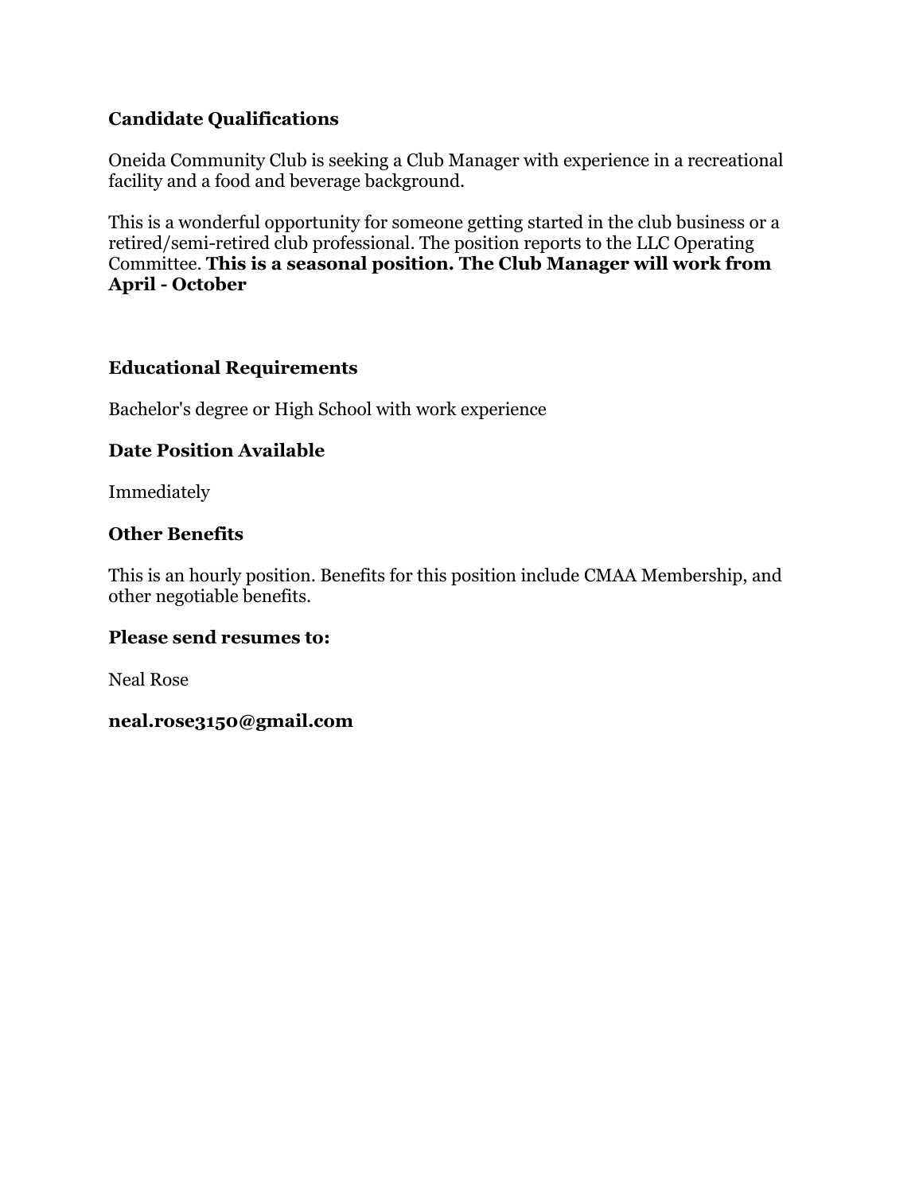### Candidate Qualifications

Oneida Community Club is seeking a Club Manager with experience in a recreational facility and a food and beverage background.

This is a wonderful opportunity for someone getting started in the club business or a retired/semi-retired club professional. The position reports to the LLC Operating Committee. **This is a seasonal position. The Club Manager will work from April - October**

### Educational Requirements

Bachelor's degree or High School with work experience

### Date Position Available

Immediately

### Other Benefits

This is an hourly position. Benefits for this position include CMAA Membership, and other negotiable benefits.

### Please send resumes to:

Neal Rose

**neal.rose3150@gmail.com**